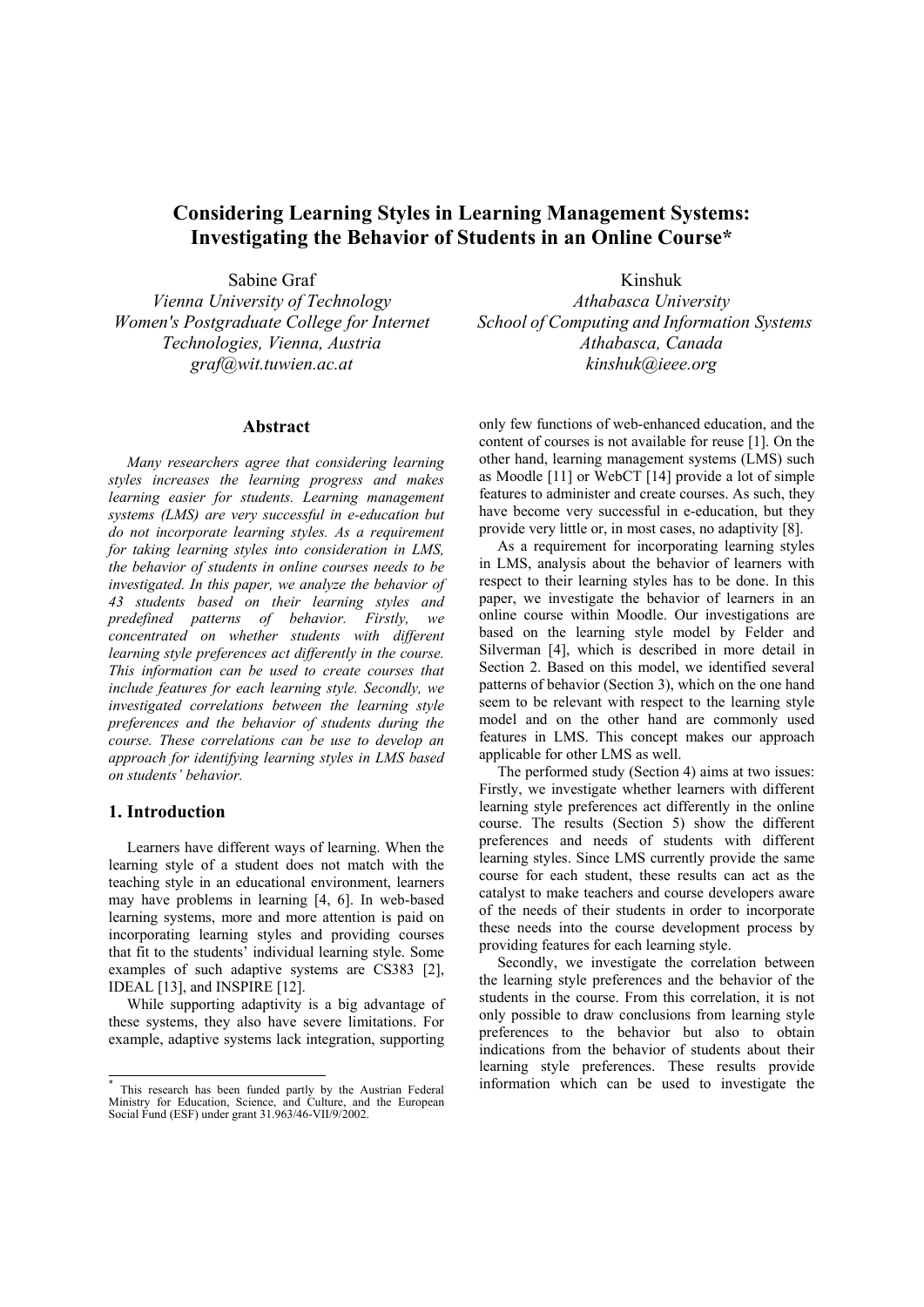# Considering Learning Styles in Learning Management Systems: Investigating the Behavior of Students in an Online Course*

Sabine Graf
*Vienna University of Technology*
*Women's Postgraduate College for Internet Technologies, Vienna, Austria*
*graf@wit.tuwien.ac.at*

Kinshuk
*Athabasca University*
*School of Computing and Information Systems*
*Athabasca, Canada*
*kinshuk@ieee.org*

## Abstract

*Many researchers agree that considering learning styles increases the learning progress and makes learning easier for students. Learning management systems (LMS) are very successful in e-education but do not incorporate learning styles. As a requirement for taking learning styles into consideration in LMS, the behavior of students in online courses needs to be investigated. In this paper, we analyze the behavior of 43 students based on their learning styles and predefined patterns of behavior. Firstly, we concentrated on whether students with different learning style preferences act differently in the course. This information can be used to create courses that include features for each learning style. Secondly, we investigated correlations between the learning style preferences and the behavior of students during the course. These correlations can be use to develop an approach for identifying learning styles in LMS based on students' behavior.*

## 1. Introduction

Learners have different ways of learning. When the learning style of a student does not match with the teaching style in an educational environment, learners may have problems in learning [4, 6]. In web-based learning systems, more and more attention is paid on incorporating learning styles and providing courses that fit to the students' individual learning style. Some examples of such adaptive systems are CS383 [2], IDEAL [13], and INSPIRE [12].

While supporting adaptivity is a big advantage of these systems, they also have severe limitations. For example, adaptive systems lack integration, supporting only few functions of web-enhanced education, and the content of courses is not available for reuse [1]. On the other hand, learning management systems (LMS) such as Moodle [11] or WebCT [14] provide a lot of simple features to administer and create courses. As such, they have become very successful in e-education, but they provide very little or, in most cases, no adaptivity [8].

As a requirement for incorporating learning styles in LMS, analysis about the behavior of learners with respect to their learning styles has to be done. In this paper, we investigate the behavior of learners in an online course within Moodle. Our investigations are based on the learning style model by Felder and Silverman [4], which is described in more detail in Section 2. Based on this model, we identified several patterns of behavior (Section 3), which on the one hand seem to be relevant with respect to the learning style model and on the other hand are commonly used features in LMS. This concept makes our approach applicable for other LMS as well.

The performed study (Section 4) aims at two issues: Firstly, we investigate whether learners with different learning style preferences act differently in the online course. The results (Section 5) show the different preferences and needs of students with different learning styles. Since LMS currently provide the same course for each student, these results can act as the catalyst to make teachers and course developers aware of the needs of their students in order to incorporate these needs into the course development process by providing features for each learning style.

Secondly, we investigate the correlation between the learning style preferences and the behavior of the students in the course. From this correlation, it is not only possible to draw conclusions from learning style preferences to the behavior but also to obtain indications from the behavior of students about their learning style preferences. These results provide information which can be used to investigate the

---

* This research has been funded partly by the Austrian Federal Ministry for Education, Science, and Culture, and the European Social Fund (ESF) under grant 31.963/46-VII/9/2002.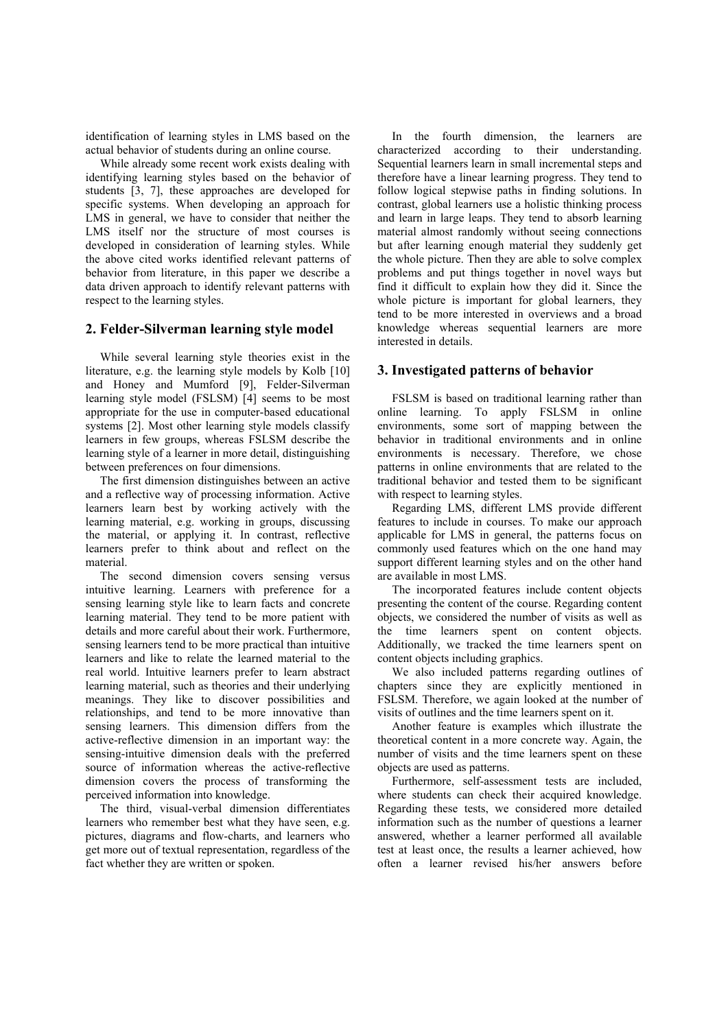identification of learning styles in LMS based on the actual behavior of students during an online course.

While already some recent work exists dealing with identifying learning styles based on the behavior of students [3, 7], these approaches are developed for specific systems. When developing an approach for LMS in general, we have to consider that neither the LMS itself nor the structure of most courses is developed in consideration of learning styles. While the above cited works identified relevant patterns of behavior from literature, in this paper we describe a data driven approach to identify relevant patterns with respect to the learning styles.

## 2. Felder-Silverman learning style model

While several learning style theories exist in the literature, e.g. the learning style models by Kolb [10] and Honey and Mumford [9], Felder-Silverman learning style model (FSLSM) [4] seems to be most appropriate for the use in computer-based educational systems [2]. Most other learning style models classify learners in few groups, whereas FSLSM describe the learning style of a learner in more detail, distinguishing between preferences on four dimensions.

The first dimension distinguishes between an active and a reflective way of processing information. Active learners learn best by working actively with the learning material, e.g. working in groups, discussing the material, or applying it. In contrast, reflective learners prefer to think about and reflect on the material.

The second dimension covers sensing versus intuitive learning. Learners with preference for a sensing learning style like to learn facts and concrete learning material. They tend to be more patient with details and more careful about their work. Furthermore, sensing learners tend to be more practical than intuitive learners and like to relate the learned material to the real world. Intuitive learners prefer to learn abstract learning material, such as theories and their underlying meanings. They like to discover possibilities and relationships, and tend to be more innovative than sensing learners. This dimension differs from the active-reflective dimension in an important way: the sensing-intuitive dimension deals with the preferred source of information whereas the active-reflective dimension covers the process of transforming the perceived information into knowledge.

The third, visual-verbal dimension differentiates learners who remember best what they have seen, e.g. pictures, diagrams and flow-charts, and learners who get more out of textual representation, regardless of the fact whether they are written or spoken.

In the fourth dimension, the learners are characterized according to their understanding. Sequential learners learn in small incremental steps and therefore have a linear learning progress. They tend to follow logical stepwise paths in finding solutions. In contrast, global learners use a holistic thinking process and learn in large leaps. They tend to absorb learning material almost randomly without seeing connections but after learning enough material they suddenly get the whole picture. Then they are able to solve complex problems and put things together in novel ways but find it difficult to explain how they did it. Since the whole picture is important for global learners, they tend to be more interested in overviews and a broad knowledge whereas sequential learners are more interested in details.

## 3. Investigated patterns of behavior

FSLSM is based on traditional learning rather than online learning. To apply FSLSM in online environments, some sort of mapping between the behavior in traditional environments and in online environments is necessary. Therefore, we chose patterns in online environments that are related to the traditional behavior and tested them to be significant with respect to learning styles.

Regarding LMS, different LMS provide different features to include in courses. To make our approach applicable for LMS in general, the patterns focus on commonly used features which on the one hand may support different learning styles and on the other hand are available in most LMS.

The incorporated features include content objects presenting the content of the course. Regarding content objects, we considered the number of visits as well as the time learners spent on content objects. Additionally, we tracked the time learners spent on content objects including graphics.

We also included patterns regarding outlines of chapters since they are explicitly mentioned in FSLSM. Therefore, we again looked at the number of visits of outlines and the time learners spent on it.

Another feature is examples which illustrate the theoretical content in a more concrete way. Again, the number of visits and the time learners spent on these objects are used as patterns.

Furthermore, self-assessment tests are included, where students can check their acquired knowledge. Regarding these tests, we considered more detailed information such as the number of questions a learner answered, whether a learner performed all available test at least once, the results a learner achieved, how often a learner revised his/her answers before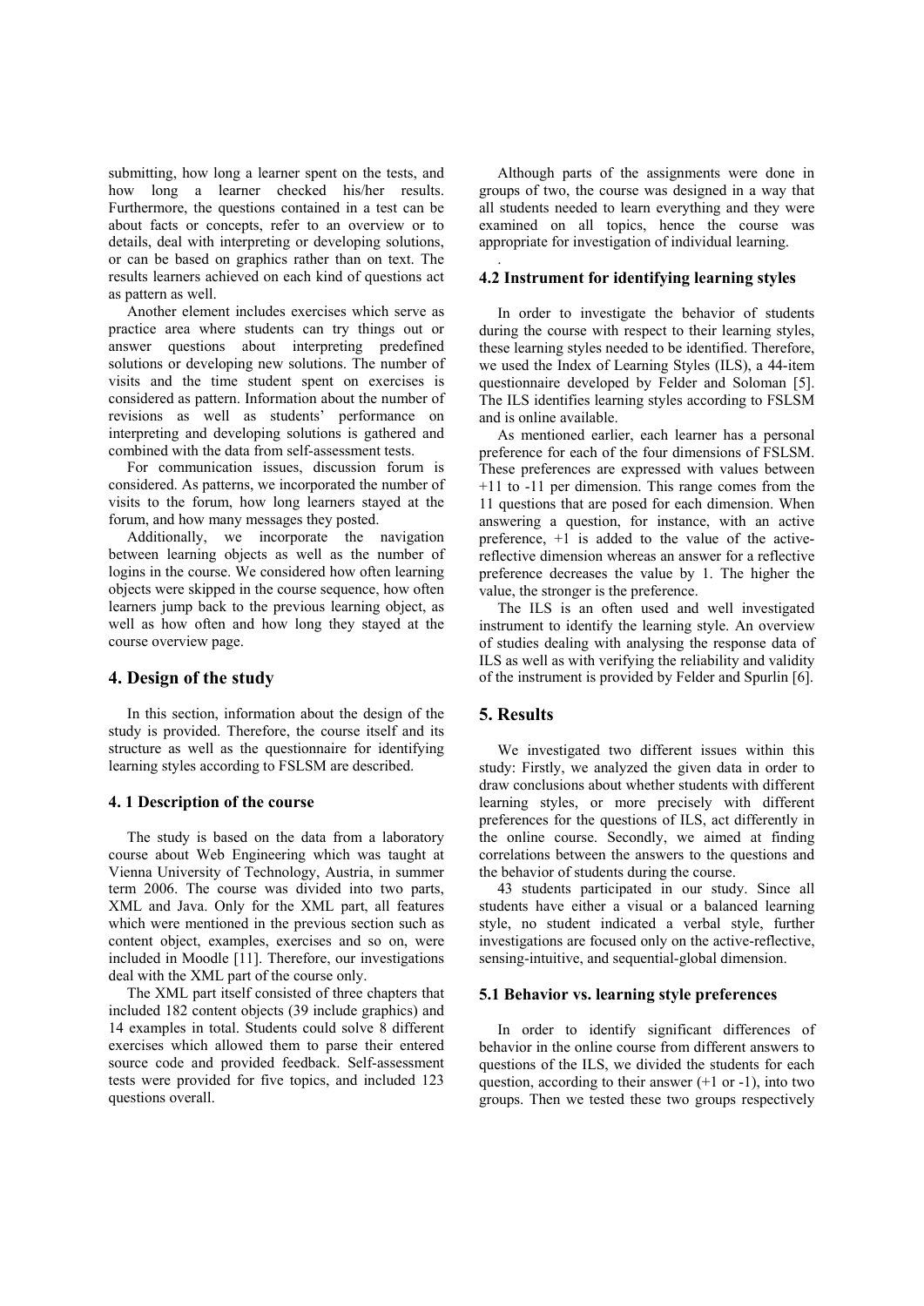submitting, how long a learner spent on the tests, and how long a learner checked his/her results. Furthermore, the questions contained in a test can be about facts or concepts, refer to an overview or to details, deal with interpreting or developing solutions, or can be based on graphics rather than on text. The results learners achieved on each kind of questions act as pattern as well.

Another element includes exercises which serve as practice area where students can try things out or answer questions about interpreting predefined solutions or developing new solutions. The number of visits and the time student spent on exercises is considered as pattern. Information about the number of revisions as well as students' performance on interpreting and developing solutions is gathered and combined with the data from self-assessment tests.

For communication issues, discussion forum is considered. As patterns, we incorporated the number of visits to the forum, how long learners stayed at the forum, and how many messages they posted.

Additionally, we incorporate the navigation between learning objects as well as the number of logins in the course. We considered how often learning objects were skipped in the course sequence, how often learners jump back to the previous learning object, as well as how often and how long they stayed at the course overview page.

## 4. Design of the study

In this section, information about the design of the study is provided. Therefore, the course itself and its structure as well as the questionnaire for identifying learning styles according to FSLSM are described.

### 4. 1 Description of the course

The study is based on the data from a laboratory course about Web Engineering which was taught at Vienna University of Technology, Austria, in summer term 2006. The course was divided into two parts, XML and Java. Only for the XML part, all features which were mentioned in the previous section such as content object, examples, exercises and so on, were included in Moodle [11]. Therefore, our investigations deal with the XML part of the course only.

The XML part itself consisted of three chapters that included 182 content objects (39 include graphics) and 14 examples in total. Students could solve 8 different exercises which allowed them to parse their entered source code and provided feedback. Self-assessment tests were provided for five topics, and included 123 questions overall.

Although parts of the assignments were done in groups of two, the course was designed in a way that all students needed to learn everything and they were examined on all topics, hence the course was appropriate for investigation of individual learning.

### 4.2 Instrument for identifying learning styles

In order to investigate the behavior of students during the course with respect to their learning styles, these learning styles needed to be identified. Therefore, we used the Index of Learning Styles (ILS), a 44-item questionnaire developed by Felder and Soloman [5]. The ILS identifies learning styles according to FSLSM and is online available.

As mentioned earlier, each learner has a personal preference for each of the four dimensions of FSLSM. These preferences are expressed with values between +11 to -11 per dimension. This range comes from the 11 questions that are posed for each dimension. When answering a question, for instance, with an active preference, +1 is added to the value of the active-reflective dimension whereas an answer for a reflective preference decreases the value by 1. The higher the value, the stronger is the preference.

The ILS is an often used and well investigated instrument to identify the learning style. An overview of studies dealing with analysing the response data of ILS as well as with verifying the reliability and validity of the instrument is provided by Felder and Spurlin [6].

## 5. Results

We investigated two different issues within this study: Firstly, we analyzed the given data in order to draw conclusions about whether students with different learning styles, or more precisely with different preferences for the questions of ILS, act differently in the online course. Secondly, we aimed at finding correlations between the answers to the questions and the behavior of students during the course.

43 students participated in our study. Since all students have either a visual or a balanced learning style, no student indicated a verbal style, further investigations are focused only on the active-reflective, sensing-intuitive, and sequential-global dimension.

### 5.1 Behavior vs. learning style preferences

In order to identify significant differences of behavior in the online course from different answers to questions of the ILS, we divided the students for each question, according to their answer (+1 or -1), into two groups. Then we tested these two groups respectively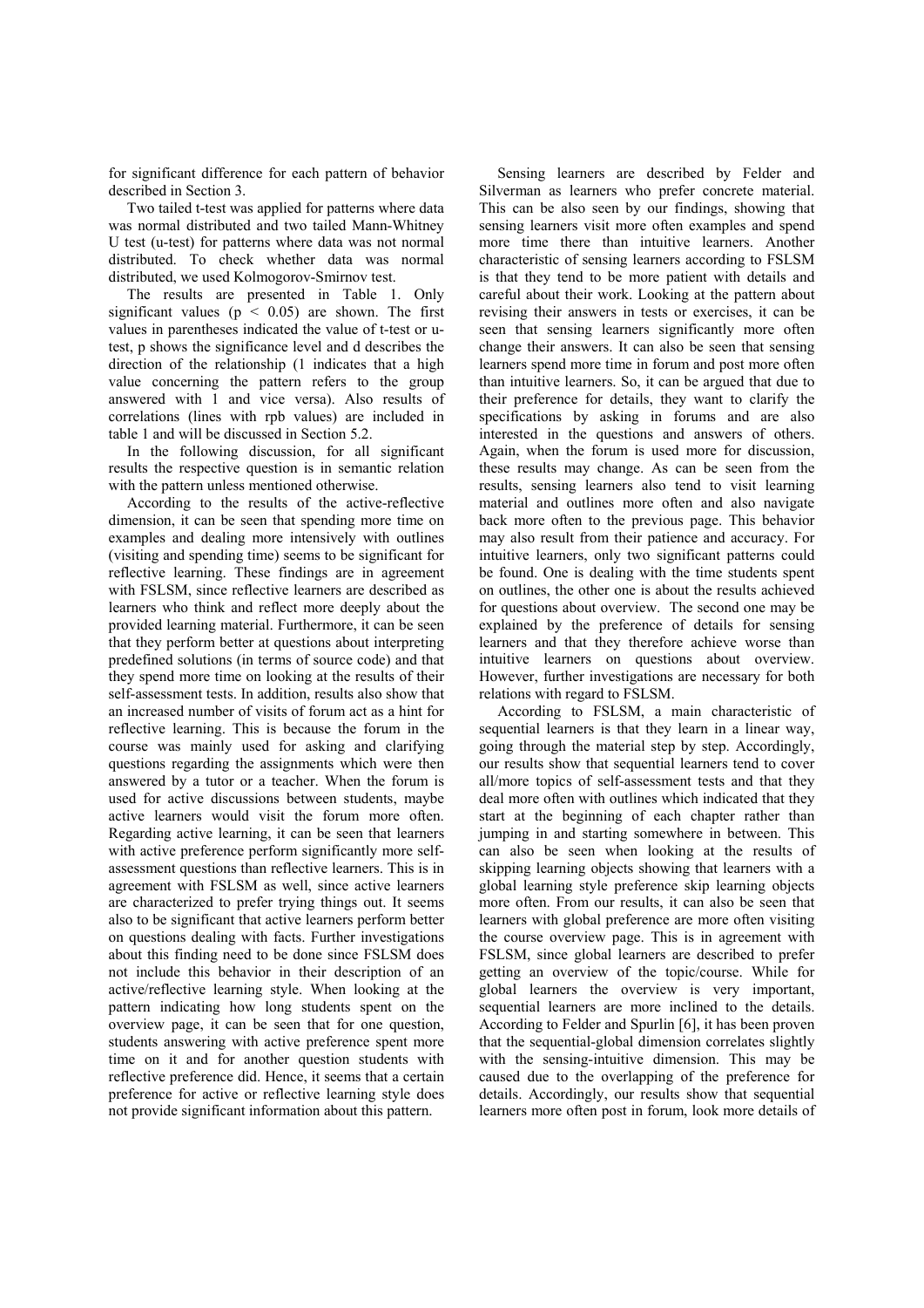for significant difference for each pattern of behavior described in Section 3.

Two tailed t-test was applied for patterns where data was normal distributed and two tailed Mann-Whitney U test (u-test) for patterns where data was not normal distributed. To check whether data was normal distributed, we used Kolmogorov-Smirnov test.

The results are presented in Table 1. Only significant values ($p < 0.05$) are shown. The first values in parentheses indicated the value of t-test or u-test, p shows the significance level and d describes the direction of the relationship (1 indicates that a high value concerning the pattern refers to the group answered with 1 and vice versa). Also results of correlations (lines with rpb values) are included in table 1 and will be discussed in Section 5.2.

In the following discussion, for all significant results the respective question is in semantic relation with the pattern unless mentioned otherwise.

According to the results of the active-reflective dimension, it can be seen that spending more time on examples and dealing more intensively with outlines (visiting and spending time) seems to be significant for reflective learning. These findings are in agreement with FSLSM, since reflective learners are described as learners who think and reflect more deeply about the provided learning material. Furthermore, it can be seen that they perform better at questions about interpreting predefined solutions (in terms of source code) and that they spend more time on looking at the results of their self-assessment tests. In addition, results also show that an increased number of visits of forum act as a hint for reflective learning. This is because the forum in the course was mainly used for asking and clarifying questions regarding the assignments which were then answered by a tutor or a teacher. When the forum is used for active discussions between students, maybe active learners would visit the forum more often. Regarding active learning, it can be seen that learners with active preference perform significantly more self-assessment questions than reflective learners. This is in agreement with FSLSM as well, since active learners are characterized to prefer trying things out. It seems also to be significant that active learners perform better on questions dealing with facts. Further investigations about this finding need to be done since FSLSM does not include this behavior in their description of an active/reflective learning style. When looking at the pattern indicating how long students spent on the overview page, it can be seen that for one question, students answering with active preference spent more time on it and for another question students with reflective preference did. Hence, it seems that a certain preference for active or reflective learning style does not provide significant information about this pattern.

Sensing learners are described by Felder and Silverman as learners who prefer concrete material. This can be also seen by our findings, showing that sensing learners visit more often examples and spend more time there than intuitive learners. Another characteristic of sensing learners according to FSLSM is that they tend to be more patient with details and careful about their work. Looking at the pattern about revising their answers in tests or exercises, it can be seen that sensing learners significantly more often change their answers. It can also be seen that sensing learners spend more time in forum and post more often than intuitive learners. So, it can be argued that due to their preference for details, they want to clarify the specifications by asking in forums and are also interested in the questions and answers of others. Again, when the forum is used more for discussion, these results may change. As can be seen from the results, sensing learners also tend to visit learning material and outlines more often and also navigate back more often to the previous page. This behavior may also result from their patience and accuracy. For intuitive learners, only two significant patterns could be found. One is dealing with the time students spent on outlines, the other one is about the results achieved for questions about overview. The second one may be explained by the preference of details for sensing learners and that they therefore achieve worse than intuitive learners on questions about overview. However, further investigations are necessary for both relations with regard to FSLSM.

According to FSLSM, a main characteristic of sequential learners is that they learn in a linear way, going through the material step by step. Accordingly, our results show that sequential learners tend to cover all/more topics of self-assessment tests and that they deal more often with outlines which indicated that they start at the beginning of each chapter rather than jumping in and starting somewhere in between. This can also be seen when looking at the results of skipping learning objects showing that learners with a global learning style preference skip learning objects more often. From our results, it can also be seen that learners with global preference are more often visiting the course overview page. This is in agreement with FSLSM, since global learners are described to prefer getting an overview of the topic/course. While for global learners the overview is very important, sequential learners are more inclined to the details. According to Felder and Spurlin [6], it has been proven that the sequential-global dimension correlates slightly with the sensing-intuitive dimension. This may be caused due to the overlapping of the preference for details. Accordingly, our results show that sequential learners more often post in forum, look more details of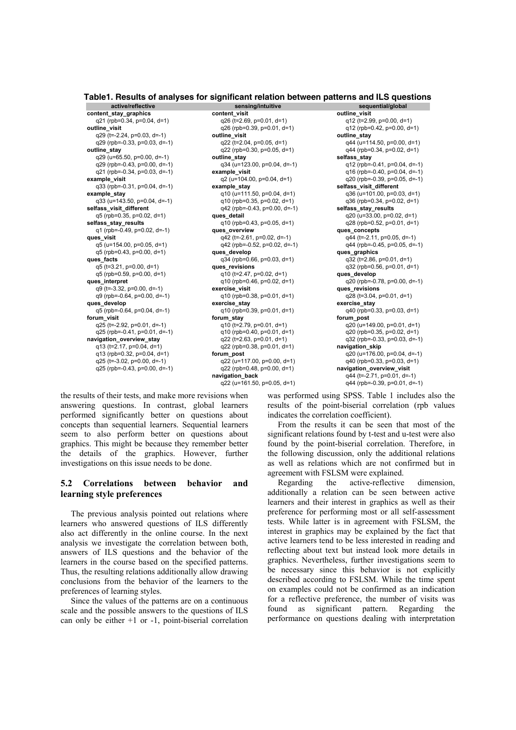**Table1. Results of analyses for significant relation between patterns and ILS questions**

| active/reflective | sensing/intuitive | sequential/global |
|---|---|---|
| **content_stay_graphics** | **content_visit** | **outline_visit** |
| q21 (rpb=0.34, p=0.04, d=1) | q26 (t=2.69, p=0.01, d=1) | q12 (t=2.99, p=0.00, d=1) |
| **outline_visit** | q26 (rpb=0.39, p=0.01, d=1) | q12 (rpb=0.42, p=0.00, d=1) |
| q29 (t=-2.24, p=0.03, d=-1) | **outline_visit** | **outline_stay** |
| q29 (rpb=-0.33, p=0.03, d=-1) | q22 (t=2.04, p=0.05, d=1) | q44 (u=114.50, p=0.00, d=1) |
| **outline_stay** | q22 (rpb=0.30, p=0.05, d=1) | q44 (rpb=0.34, p=0.02, d=1) |
| q29 (u=65.50, p=0.00, d=-1) | **outline_stay** | **selfass_stay** |
| q29 (rpb=-0.43, p=0.00, d=-1) | q34 (u=123.00, p=0.04, d=-1) | q12 (rpb=-0.41, p=0.04, d=-1) |
| q21 (rpb=-0.34, p=0.03, d=-1) | **example_visit** | q16 (rpb=-0.40, p=0.04, d=-1) |
| **example_visit** | q2 (u=104.00, p=0.04, d=1) | q20 (rpb=-0.39, p=0.05, d=-1) |
| q33 (rpb=-0.31, p=0.04, d=-1) | **example_stay** | **selfass_visit_different** |
| **example_stay** | q10 (u=111.50, p=0.04, d=1) | q36 (u=101.00, p=0.03, d=1) |
| q33 (u=143.50, p=0.04, d=-1) | q10 (rpb=0.35, p=0.02, d=1) | q36 (rpb=0.34, p=0.02, d=1) |
| **selfass_visit_different** | q42 (rpb=-0.43, p=0.00, d=-1) | **selfass_stay_results** |
| q5 (rpb=0.35, p=0.02, d=1) | **ques_detail** | q20 (u=33.00, p=0.02, d=1) |
| **selfass_stay_results** | q10 (rpb=0.43, p=0.05, d=1) | q28 (rpb=0.52, p=0.01, d=1) |
| q1 (rpb=-0.49, p=0.02, d=-1) | **ques_overview** | **ques_concepts** |
| **ques_visit** | q42 (t=-2.61, p=0.02, d=-1) | q44 (t=-2.11, p=0.05, d=-1) |
| q5 (u=154.00, p=0.05, d=1) | q42 (rpb=-0.52, p=0.02, d=-1) | q44 (rpb=-0.45, p=0.05, d=-1) |
| q5 (rpb=0.43, p=0.00, d=1) | **ques_develop** | **ques_graphics** |
| **ques_facts** | q34 (rpb=0.66, p=0.03, d=1) | q32 (t=2.86, p=0.01, d=1) |
| q5 (t=3.21, p=0.00, d=1) | **ques_revisions** | q32 (rpb=0.56, p=0.01, d=1) |
| q5 (rpb=0.59, p=0.00, d=1) | q10 (t=2.47, p=0.02, d=1) | **ques_develop** |
| **ques_interpret** | q10 (rpb=0.46, p=0.02, d=1) | q20 (rpb=-0.78, p=0.00, d=-1) |
| q9 (t=-3.32, p=0.00, d=-1) | **exercise_visit** | **ques_revisions** |
| q9 (rpb=-0.64, p=0.00, d=-1) | q10 (rpb=0.38, p=0.01, d=1) | q28 (t=3.04, p=0.01, d=1) |
| **ques_develop** | **exercise_stay** | **exercise_stay** |
| q5 (rpb=-0.64, p=0.04, d=-1) | q10 (rpb=0.39, p=0.01, d=1) | q40 (rpb=0.33, p=0.03, d=1) |
| **forum_visit** | **forum_stay** | **forum_post** |
| q25 (t=-2.92, p=0.01, d=-1) | q10 (t=2.79, p=0.01, d=1) | q20 (u=149.00, p=0.01, d=1) |
| q25 (rpb=-0.41, p=0.01, d=-1) | q10 (rpb=0.40, p=0.01, d=1) | q20 (rpb=0.35, p=0.02, d=1) |
| **navigation_overview_stay** | q22 (t=2.63, p=0.01, d=1) | q32 (rpb=-0.33, p=0.03, d=-1) |
| q13 (t=2.17, p=0.04, d=1) | q22 (rpb=0.38, p=0.01, d=1) | **navigation_skip** |
| q13 (rpb=0.32, p=0.04, d=1) | **forum_post** | q20 (u=176.00, p=0.04, d=-1) |
| q25 (t=-3.02, p=0.00, d=-1) | q22 (u=117.00, p=0.00, d=1) | q40 (rpb=0.33, p=0.03, d=1) |
| q25 (rpb=-0.43, p=0.00, d=-1) | q22 (rpb=0.48, p=0.00, d=1) | **navigation_overview_visit** |
| | **navigation_back** | q44 (t=-2.71, p=0.01, d=-1) |
| | q22 (u=161.50, p=0.05, d=1) | q44 (rpb=-0.39, p=0.01, d=-1) |

the results of their tests, and make more revisions when answering questions. In contrast, global learners performed significantly better on questions about concepts than sequential learners. Sequential learners seem to also perform better on questions about graphics. This might be because they remember better the details of the graphics. However, further investigations on this issue needs to be done.

## 5.2 Correlations between behavior and learning style preferences

The previous analysis pointed out relations where learners who answered questions of ILS differently also act differently in the online course. In the next analysis we investigate the correlation between both, answers of ILS questions and the behavior of the learners in the course based on the specified patterns. Thus, the resulting relations additionally allow drawing conclusions from the behavior of the learners to the preferences of learning styles.

Since the values of the patterns are on a continuous scale and the possible answers to the questions of ILS can only be either +1 or -1, point-biserial correlation was performed using SPSS. Table 1 includes also the results of the point-biserial correlation (rpb values indicates the correlation coefficient).

From the results it can be seen that most of the significant relations found by t-test and u-test were also found by the point-biserial correlation. Therefore, in the following discussion, only the additional relations as well as relations which are not confirmed but in agreement with FSLSM were explained.

Regarding the active-reflective dimension, additionally a relation can be seen between active learners and their interest in graphics as well as their preference for performing most or all self-assessment tests. While latter is in agreement with FSLSM, the interest in graphics may be explained by the fact that active learners tend to be less interested in reading and reflecting about text but instead look more details in graphics. Nevertheless, further investigations seem to be necessary since this behavior is not explicitly described according to FSLSM. While the time spent on examples could not be confirmed as an indication for a reflective preference, the number of visits was found as significant pattern. Regarding the performance on questions dealing with interpretation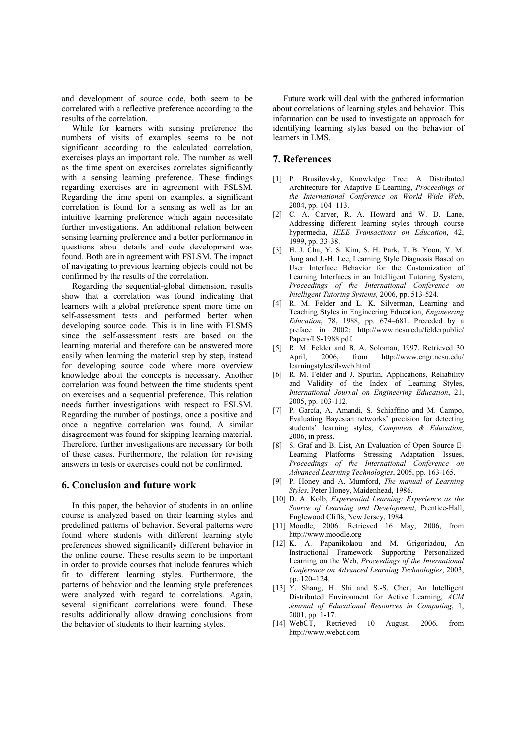and development of source code, both seem to be correlated with a reflective preference according to the results of the correlation.

While for learners with sensing preference the numbers of visits of examples seems to be not significant according to the calculated correlation, exercises plays an important role. The number as well as the time spent on exercises correlates significantly with a sensing learning preference. These findings regarding exercises are in agreement with FSLSM. Regarding the time spent on examples, a significant correlation is found for a sensing as well as for an intuitive learning preference which again necessitate further investigations. An additional relation between sensing learning preference and a better performance in questions about details and code development was found. Both are in agreement with FSLSM. The impact of navigating to previous learning objects could not be confirmed by the results of the correlation.

Regarding the sequential-global dimension, results show that a correlation was found indicating that learners with a global preference spent more time on self-assessment tests and performed better when developing source code. This is in line with FLSMS since the self-assessment tests are based on the learning material and therefore can be answered more easily when learning the material step by step, instead for developing source code where more overview knowledge about the concepts is necessary. Another correlation was found between the time students spent on exercises and a sequential preference. This relation needs further investigations with respect to FSLSM. Regarding the number of postings, once a positive and once a negative correlation was found. A similar disagreement was found for skipping learning material. Therefore, further investigations are necessary for both of these cases. Furthermore, the relation for revising answers in tests or exercises could not be confirmed.

## 6. Conclusion and future work

In this paper, the behavior of students in an online course is analyzed based on their learning styles and predefined patterns of behavior. Several patterns were found where students with different learning style preferences showed significantly different behavior in the online course. These results seem to be important in order to provide courses that include features which fit to different learning styles. Furthermore, the patterns of behavior and the learning style preferences were analyzed with regard to correlations. Again, several significant correlations were found. These results additionally allow drawing conclusions from the behavior of students to their learning styles.

Future work will deal with the gathered information about correlations of learning styles and behavior. This information can be used to investigate an approach for identifying learning styles based on the behavior of learners in LMS.

## 7. References

[1] P. Brusilovsky, Knowledge Tree: A Distributed Architecture for Adaptive E-Learning, *Proceedings of the International Conference on World Wide Web*, 2004, pp. 104–113.

[2] C. A. Carver, R. A. Howard and W. D. Lane, Addressing different learning styles through course hypermedia, *IEEE Transactions on Education*, 42, 1999, pp. 33-38.

[3] H. J. Cha, Y. S. Kim, S. H. Park, T. B. Yoon, Y. M. Jung and J.-H. Lee, Learning Style Diagnosis Based on User Interface Behavior for the Customization of Learning Interfaces in an Intelligent Tutoring System, *Proceedings of the International Conference on Intelligent Tutoring Systems,* 2006, pp. 513-524.

[4] R. M. Felder and L. K. Silverman, Learning and Teaching Styles in Engineering Education, *Engineering Education*, 78, 1988, pp. 674–681. Preceded by a preface in 2002: http://www.ncsu.edu/felderpublic/Papers/LS-1988.pdf.

[5] R. M. Felder and B. A. Soloman, 1997. Retrieved 30 April, 2006, from http://www.engr.ncsu.edu/learningstyles/ilsweb.html

[6] R. M. Felder and J. Spurlin, Applications, Reliability and Validity of the Index of Learning Styles, *International Journal on Engineering Education*, 21, 2005, pp. 103-112.

[7] P. García, A. Amandi, S. Schiaffino and M. Campo, Evaluating Bayesian networks' precision for detecting students' learning styles, *Computers & Education*, 2006, in press.

[8] S. Graf and B. List, An Evaluation of Open Source E-Learning Platforms Stressing Adaptation Issues, *Proceedings of the International Conference on Advanced Learning Technologies*, 2005, pp. 163-165.

[9] P. Honey and A. Mumford, *The manual of Learning Styles*, Peter Honey, Maidenhead, 1986.

[10] D. A. Kolb, *Experiential Learning: Experience as the Source of Learning and Development*, Prentice-Hall, Englewood Cliffs, New Jersey, 1984.

[11] Moodle, 2006. Retrieved 16 May, 2006, from http://www.moodle.org

[12] K. A. Papanikolaou and M. Grigoriadou, An Instructional Framework Supporting Personalized Learning on the Web, *Proceedings of the International Conference on Advanced Learning Technologies*, 2003, pp. 120–124.

[13] Y. Shang, H. Shi and S.-S. Chen, An Intelligent Distributed Environment for Active Learning, *ACM Journal of Educational Resources in Computing*, 1, 2001, pp. 1-17.

[14] WebCT, Retrieved 10 August, 2006, from http://www.webct.com